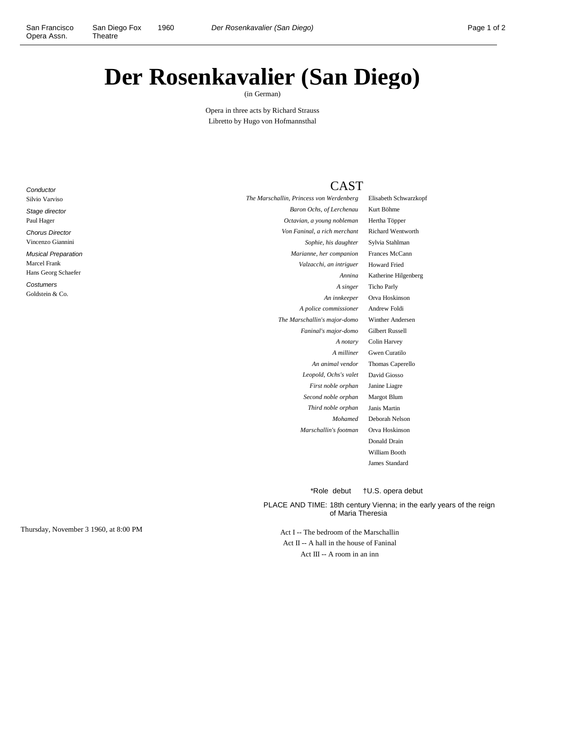# Der Rosenkavalier (San Diego)

(in German)

Opera in three acts by Richard Strauss
Libretto by Hugo von Hofmannsthal

*Conductor*
Silvio Varviso

*Stage director*
Paul Hager

*Chorus Director*
Vincenzo Giannini

*Musical Preparation*
Marcel Frank
Hans Georg Schaefer

*Costumers*
Goldstein & Co.

## CAST

| | |
|---|---|
| *The Marschallin, Princess von Werdenberg* | Elisabeth Schwarzkopf |
| *Baron Ochs, of Lerchenau* | Kurt Böhme |
| *Octavian, a young nobleman* | Hertha Töpper |
| *Von Faninal, a rich merchant* | Richard Wentworth |
| *Sophie, his daughter* | Sylvia Stahlman |
| *Marianne, her companion* | Frances McCann |
| *Valzacchi, an intriguer* | Howard Fried |
| *Annina* | Katherine Hilgenberg |
| *A singer* | Ticho Parly |
| *An innkeeper* | Orva Hoskinson |
| *A police commissioner* | Andrew Foldi |
| *The Marschallin's major-domo* | Winther Andersen |
| *Faninal's major-domo* | Gilbert Russell |
| *A notary* | Colin Harvey |
| *A milliner* | Gwen Curatilo |
| *An animal vendor* | Thomas Caperello |
| *Leopold, Ochs's valet* | David Giosso |
| *First noble orphan* | Janine Liagre |
| *Second noble orphan* | Margot Blum |
| *Third noble orphan* | Janis Martin |
| *Mohamed* | Deborah Nelson |
| *Marschallin's footman* | Orva Hoskinson |
| | Donald Drain |
| | William Booth |
| | James Standard |

*Role debut †U.S. opera debut

PLACE AND TIME: 18th century Vienna; in the early years of the reign of Maria Theresia

Thursday, November 3 1960, at 8:00 PM

Act I -- The bedroom of the Marschallin
Act II -- A hall in the house of Faninal
Act III -- A room in an inn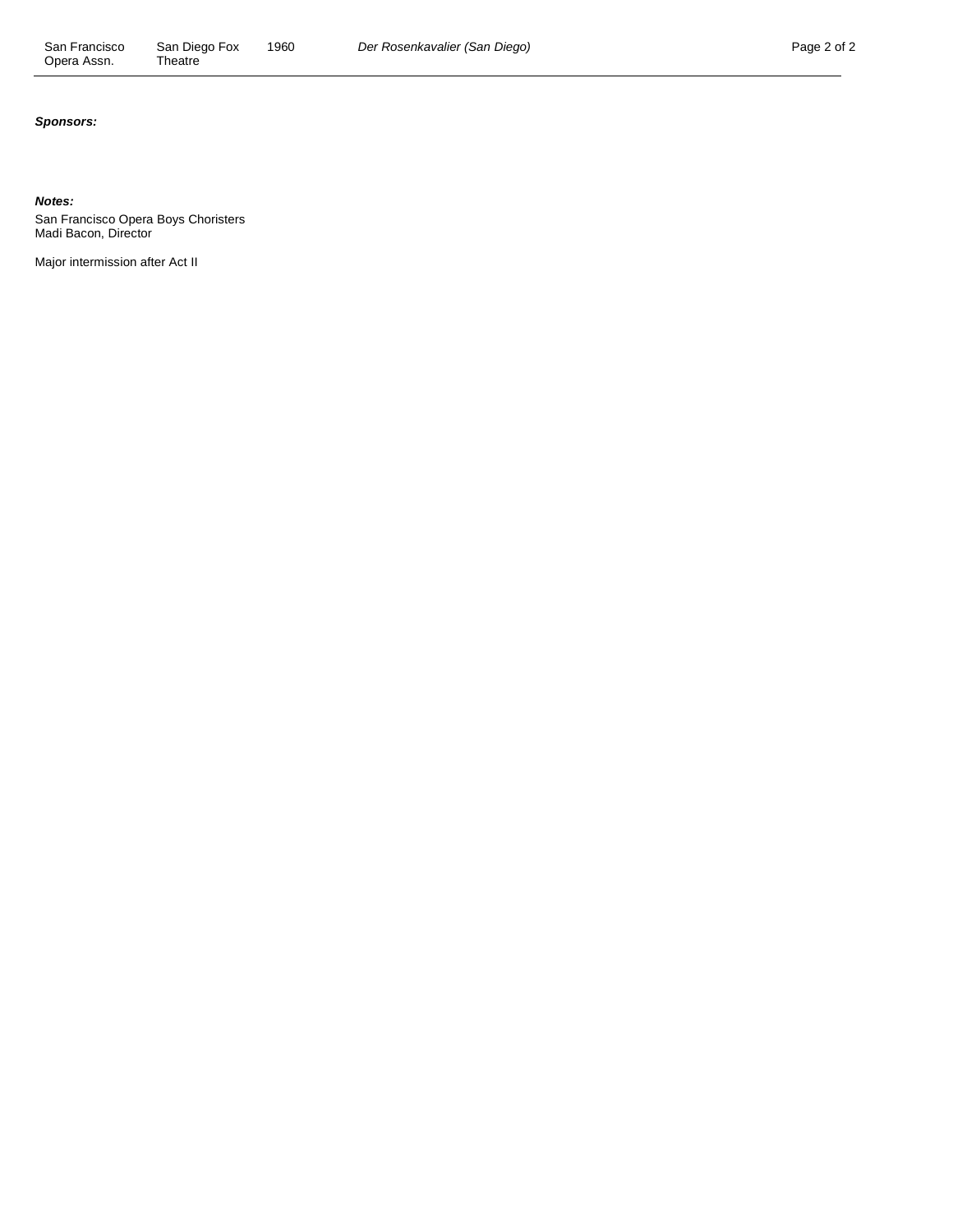***Sponsors:***

***Notes:***

San Francisco Opera Boys Choristers
Madi Bacon, Director

Major intermission after Act II